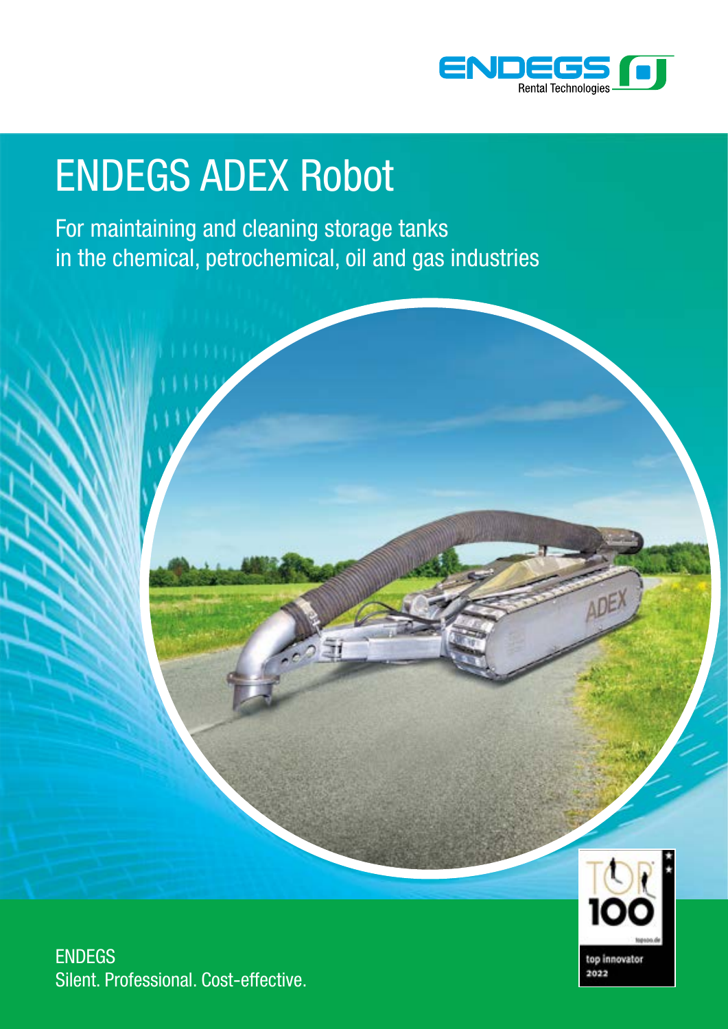ENDEGS Rental Technologies

# ENDEGS ADEX Robot

For maintaining and cleaning storage tanks in the chemical, petrochemical, oil and gas industries

TOP 100 top innovator 2022

ENDEGS
Silent. Professional. Cost-effective.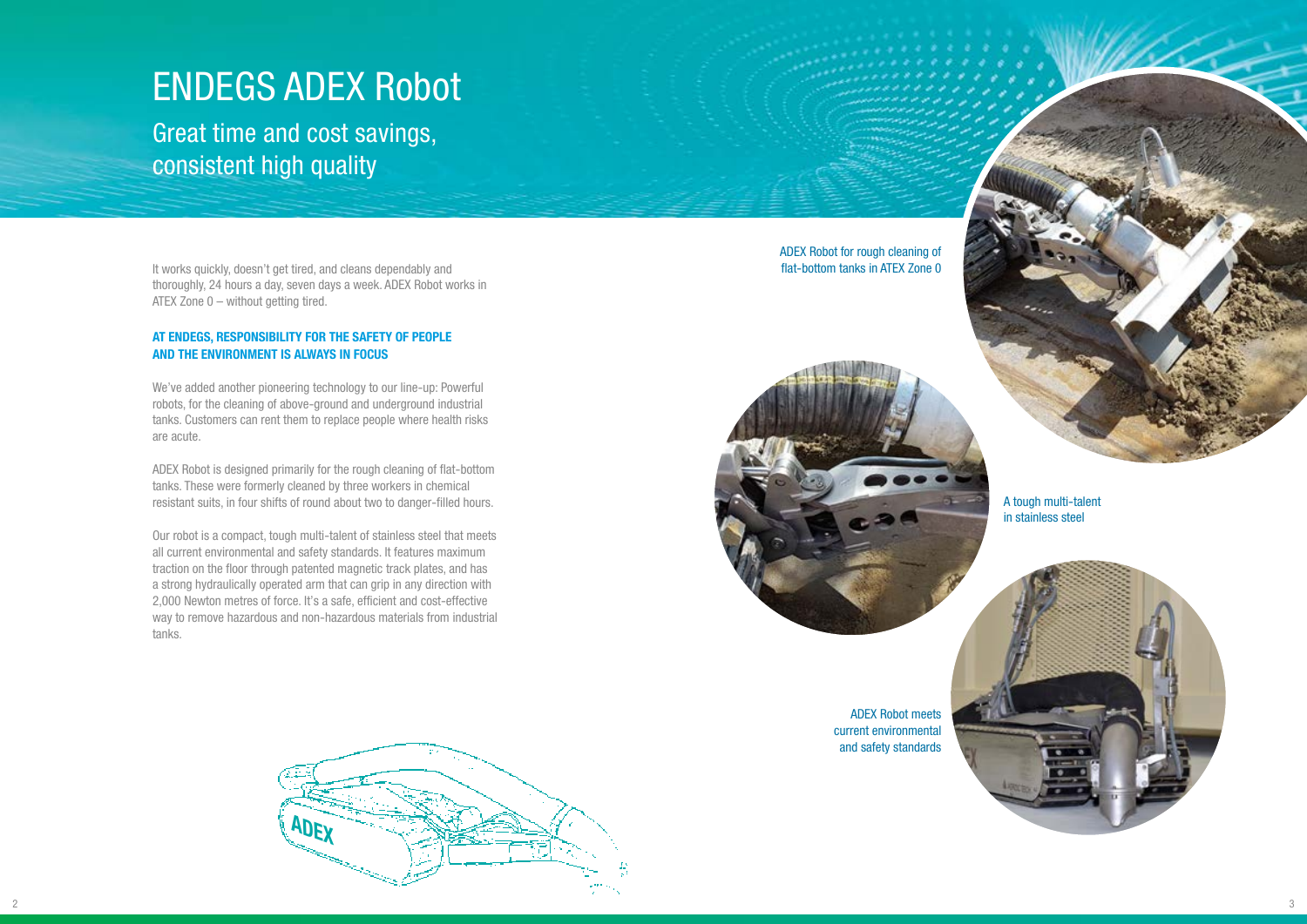# ENDEGS ADEX Robot

## Great time and cost savings, consistent high quality

It works quickly, doesn't get tired, and cleans dependably and thoroughly, 24 hours a day, seven days a week. ADEX Robot works in ATEX Zone 0 – without getting tired.

**AT ENDEGS, RESPONSIBILITY FOR THE SAFETY OF PEOPLE AND THE ENVIRONMENT IS ALWAYS IN FOCUS**

We've added another pioneering technology to our line-up: Powerful robots, for the cleaning of above-ground and underground industrial tanks. Customers can rent them to replace people where health risks are acute.

ADEX Robot is designed primarily for the rough cleaning of flat-bottom tanks. These were formerly cleaned by three workers in chemical resistant suits, in four shifts of round about two to danger-filled hours.

Our robot is a compact, tough multi-talent of stainless steel that meets all current environmental and safety standards. It features maximum traction on the floor through patented magnetic track plates, and has a strong hydraulically operated arm that can grip in any direction with 2,000 Newton metres of force. It's a safe, efficient and cost-effective way to remove hazardous and non-hazardous materials from industrial tanks.

ADEX Robot for rough cleaning of flat-bottom tanks in ATEX Zone 0

A tough multi-talent in stainless steel

ADEX Robot meets current environmental and safety standards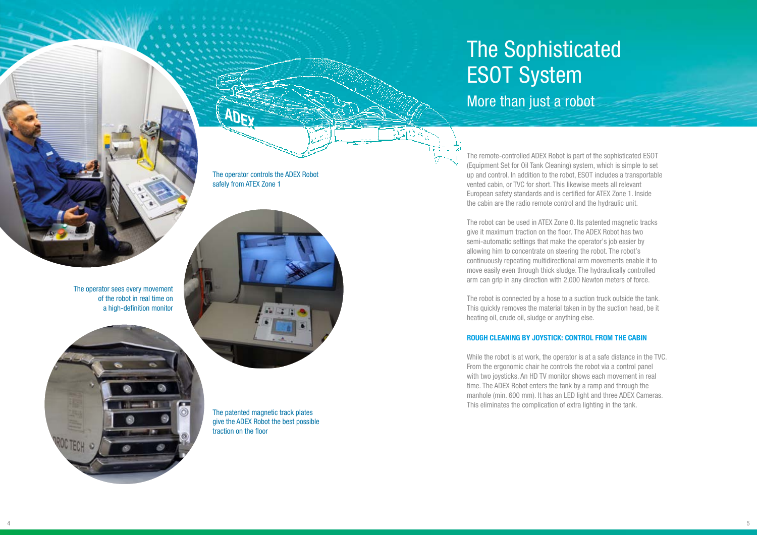# The Sophisticated ESOT System

## More than just a robot

The operator controls the ADEX Robot safely from ATEX Zone 1

The operator sees every movement of the robot in real time on a high-definition monitor

The patented magnetic track plates give the ADEX Robot the best possible traction on the floor

The remote-controlled ADEX Robot is part of the sophisticated ESOT (Equipment Set for Oil Tank Cleaning) system, which is simple to set up and control. In addition to the robot, ESOT includes a transportable vented cabin, or TVC for short. This likewise meets all relevant European safety standards and is certified for ATEX Zone 1. Inside the cabin are the radio remote control and the hydraulic unit.

The robot can be used in ATEX Zone 0. Its patented magnetic tracks give it maximum traction on the floor. The ADEX Robot has two semi-automatic settings that make the operator's job easier by allowing him to concentrate on steering the robot. The robot's continuously repeating multidirectional arm movements enable it to move easily even through thick sludge. The hydraulically controlled arm can grip in any direction with 2,000 Newton meters of force.

The robot is connected by a hose to a suction truck outside the tank. This quickly removes the material taken in by the suction head, be it heating oil, crude oil, sludge or anything else.

### ROUGH CLEANING BY JOYSTICK: CONTROL FROM THE CABIN

While the robot is at work, the operator is at a safe distance in the TVC. From the ergonomic chair he controls the robot via a control panel with two joysticks. An HD TV monitor shows each movement in real time. The ADEX Robot enters the tank by a ramp and through the manhole (min. 600 mm). It has an LED light and three ADEX Cameras. This eliminates the complication of extra lighting in the tank.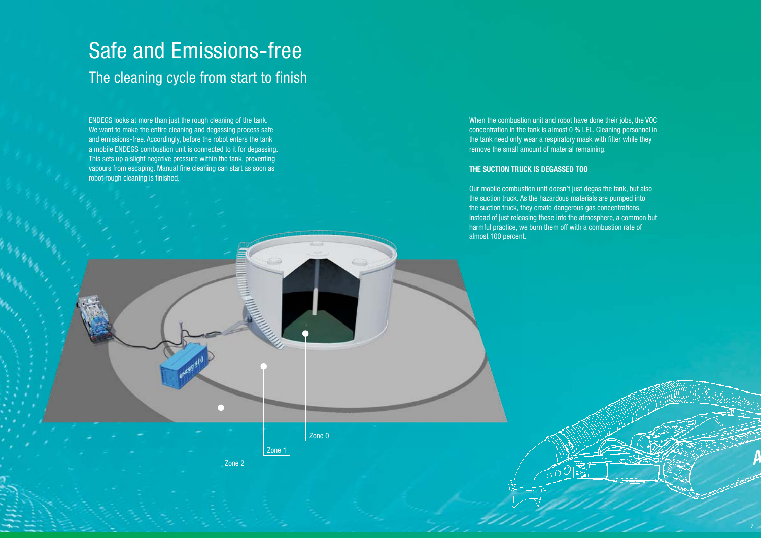# Safe and Emissions-free

## The cleaning cycle from start to finish

ENDEGS looks at more than just the rough cleaning of the tank. We want to make the entire cleaning and degassing process safe and emissions-free. Accordingly, before the robot enters the tank a mobile ENDEGS combustion unit is connected to it for degassing. This sets up a slight negative pressure within the tank, preventing vapours from escaping. Manual fine cleaning can start as soon as robot rough cleaning is finished.

Zone 0

Zone 1

Zone 2

When the combustion unit and robot have done their jobs, the VOC concentration in the tank is almost 0 % LEL. Cleaning personnel in the tank need only wear a respiratory mask with filter while they remove the small amount of material remaining.

**THE SUCTION TRUCK IS DEGASSED TOO**

Our mobile combustion unit doesn't just degas the tank, but also the suction truck. As the hazardous materials are pumped into the suction truck, they create dangerous gas concentrations. Instead of just releasing these into the atmosphere, a common but harmful practice, we burn them off with a combustion rate of almost 100 percent.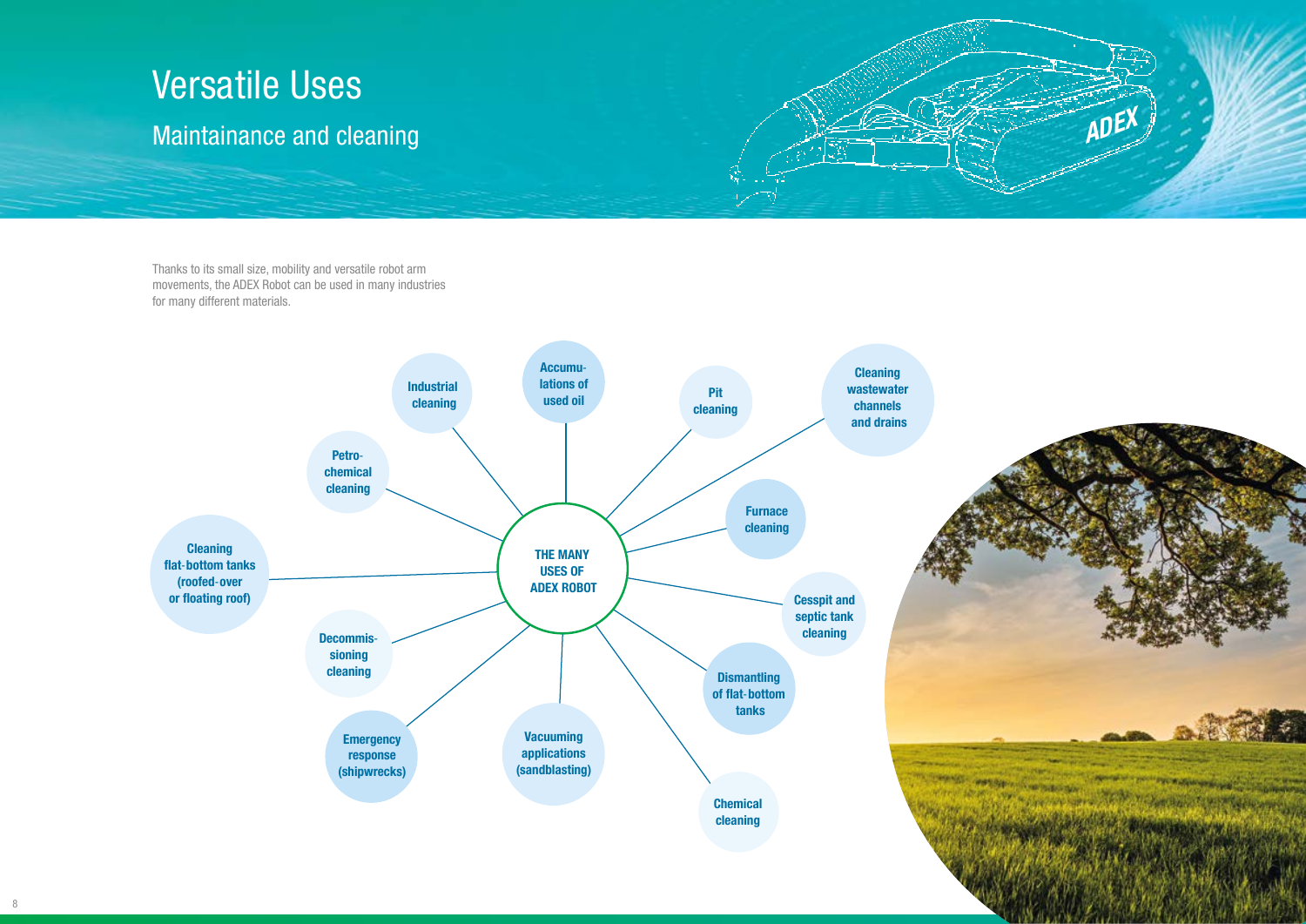# Versatile Uses

## Maintainance and cleaning

Thanks to its small size, mobility and versatile robot arm movements, the ADEX Robot can be used in many industries for many different materials.

**THE MANY USES OF ADEX ROBOT**

- Industrial cleaning
- Accumulations of used oil
- Pit cleaning
- Cleaning wastewater channels and drains
- Furnace cleaning
- Cesspit and septic tank cleaning
- Dismantling of flat-bottom tanks
- Chemical cleaning
- Vacuuming applications (sandblasting)
- Emergency response (shipwrecks)
- Decommissioning cleaning
- Cleaning flat-bottom tanks (roofed-over or floating roof)
- Petrochemical cleaning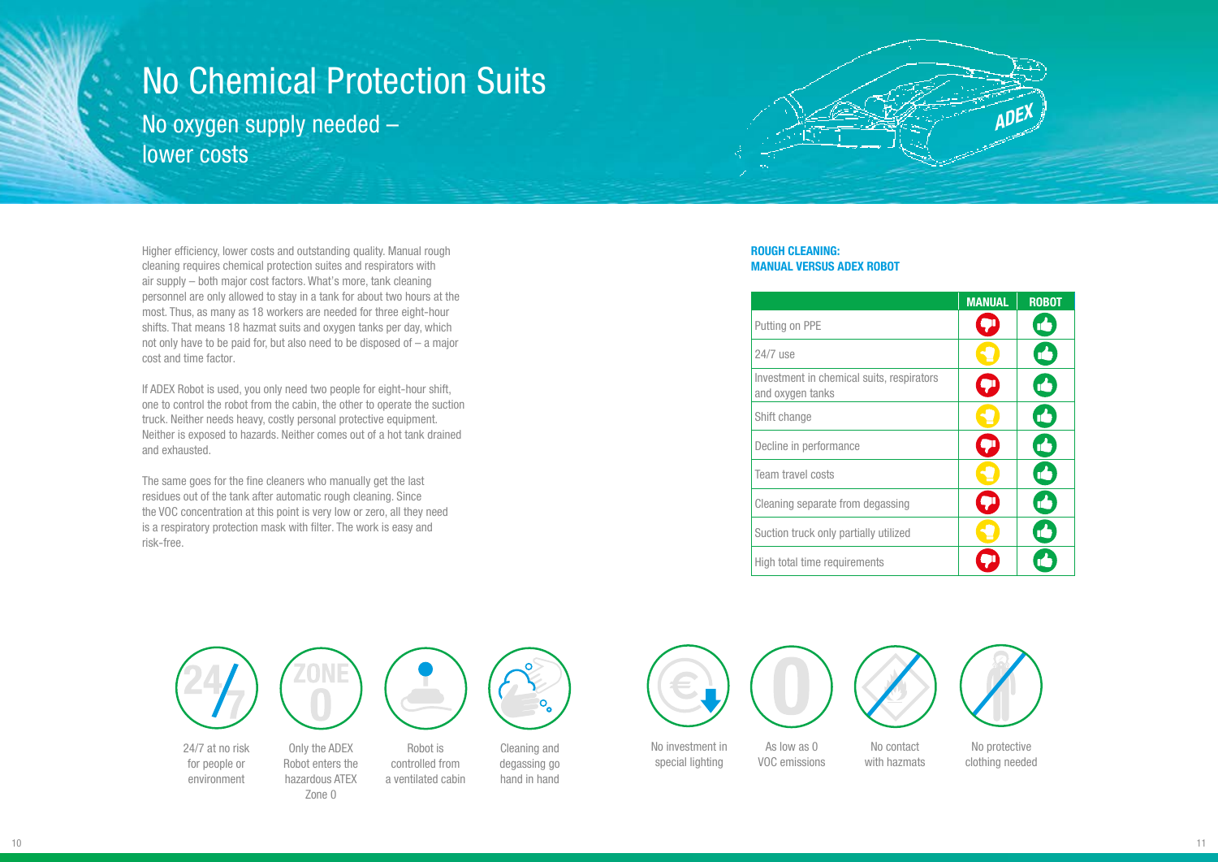# No Chemical Protection Suits

## No oxygen supply needed – lower costs

Higher efficiency, lower costs and outstanding quality. Manual rough cleaning requires chemical protection suites and respirators with air supply – both major cost factors. What's more, tank cleaning personnel are only allowed to stay in a tank for about two hours at the most. Thus, as many as 18 workers are needed for three eight-hour shifts. That means 18 hazmat suits and oxygen tanks per day, which not only have to be paid for, but also need to be disposed of – a major cost and time factor.

If ADEX Robot is used, you only need two people for eight-hour shift, one to control the robot from the cabin, the other to operate the suction truck. Neither needs heavy, costly personal protective equipment. Neither is exposed to hazards. Neither comes out of a hot tank drained and exhausted.

The same goes for the fine cleaners who manually get the last residues out of the tank after automatic rough cleaning. Since the VOC concentration at this point is very low or zero, all they need is a respiratory protection mask with filter. The work is easy and risk-free.

**ROUGH CLEANING: MANUAL VERSUS ADEX ROBOT**

| | MANUAL | ROBOT |
|---|---|---|
| Putting on PPE | 👎 | 👍 |
| 24/7 use | ✋ | 👍 |
| Investment in chemical suits, respirators and oxygen tanks | 👎 | 👍 |
| Shift change | ✋ | 👍 |
| Decline in performance | 👎 | 👍 |
| Team travel costs | ✋ | 👍 |
| Cleaning separate from degassing | 👎 | 👍 |
| Suction truck only partially utilized | ✋ | 👍 |
| High total time requirements | 👎 | 👍 |

24/7 at no risk for people or environment

Only the ADEX Robot enters the hazardous ATEX Zone 0

Robot is controlled from a ventilated cabin

Cleaning and degassing go hand in hand

No investment in special lighting

As low as 0 VOC emissions

No contact with hazmats

No protective clothing needed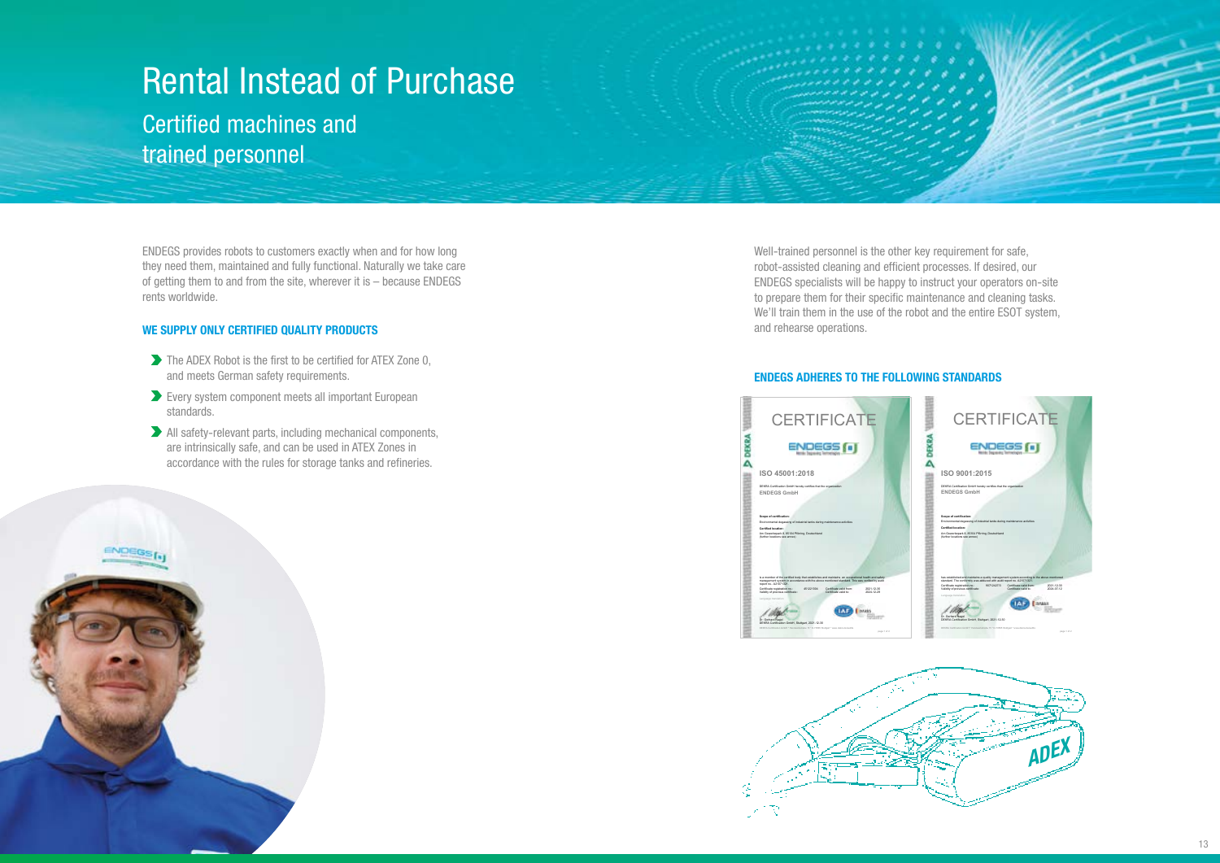# Rental Instead of Purchase

## Certified machines and trained personnel

ENDEGS provides robots to customers exactly when and for how long they need them, maintained and fully functional. Naturally we take care of getting them to and from the site, wherever it is – because ENDEGS rents worldwide.

### WE SUPPLY ONLY CERTIFIED QUALITY PRODUCTS

- The ADEX Robot is the first to be certified for ATEX Zone 0, and meets German safety requirements.
- Every system component meets all important European standards.
- All safety-relevant parts, including mechanical components, are intrinsically safe, and can be used in ATEX Zones in accordance with the rules for storage tanks and refineries.

Well-trained personnel is the other key requirement for safe, robot-assisted cleaning and efficient processes. If desired, our ENDEGS specialists will be happy to instruct your operators on-site to prepare them for their specific maintenance and cleaning tasks. We'll train them in the use of the robot and the entire ESOT system, and rehearse operations.

### ENDEGS ADHERES TO THE FOLLOWING STANDARDS

CERTIFICATE – ISO 45001:2018 – ENDEGS GmbH

CERTIFICATE – ISO 9001:2015 – ENDEGS GmbH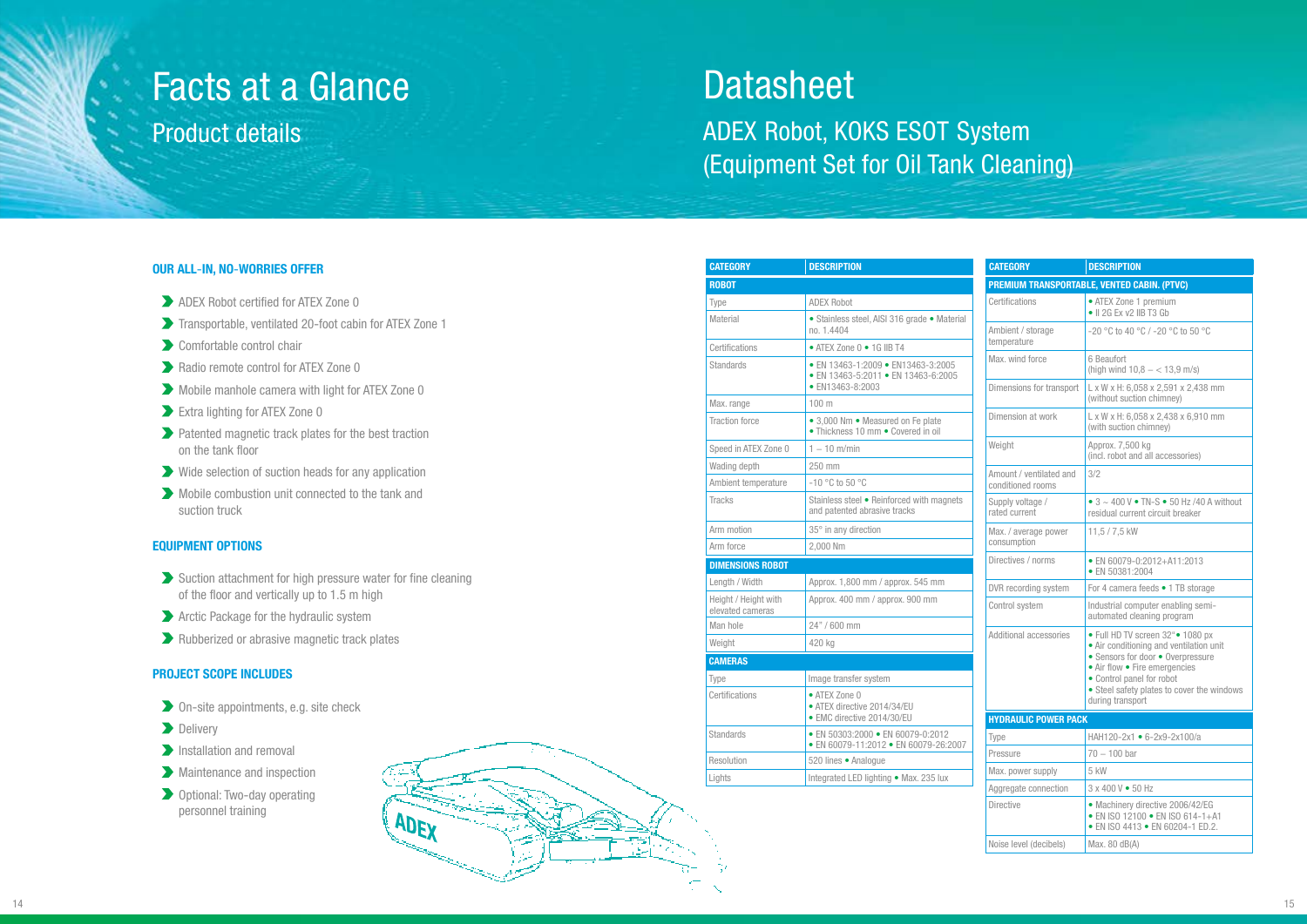# Facts at a Glance

## Product details

### OUR ALL-IN, NO-WORRIES OFFER

- ADEX Robot certified for ATEX Zone 0
- Transportable, ventilated 20-foot cabin for ATEX Zone 1
- Comfortable control chair
- Radio remote control for ATEX Zone 0
- Mobile manhole camera with light for ATEX Zone 0
- Extra lighting for ATEX Zone 0
- Patented magnetic track plates for the best traction on the tank floor
- Wide selection of suction heads for any application
- Mobile combustion unit connected to the tank and suction truck

### EQUIPMENT OPTIONS

- Suction attachment for high pressure water for fine cleaning of the floor and vertically up to 1.5 m high
- Arctic Package for the hydraulic system
- Rubberized or abrasive magnetic track plates

### PROJECT SCOPE INCLUDES

- On-site appointments, e.g. site check
- Delivery
- Installation and removal
- Maintenance and inspection
- Optional: Two-day operating personnel training

# Datasheet

## ADEX Robot, KOKS ESOT System (Equipment Set for Oil Tank Cleaning)

| CATEGORY | DESCRIPTION |
|---|---|
| **ROBOT** | |
| Type | ADEX Robot |
| Material | • Stainless steel, AISI 316 grade • Material no. 1.4404 |
| Certifications | • ATEX Zone 0 • 1G IIB T4 |
| Standards | • EN 13463-1:2009 • EN13463-3:2005 • EN 13463-5:2011 • EN 13463-6:2005 • EN13463-8:2003 |
| Max. range | 100 m |
| Traction force | • 3,000 Nm • Measured on Fe plate • Thickness 10 mm • Covered in oil |
| Speed in ATEX Zone 0 | 1 – 10 m/min |
| Wading depth | 250 mm |
| Ambient temperature | -10 °C to 50 °C |
| Tracks | Stainless steel • Reinforced with magnets and patented abrasive tracks |
| Arm motion | 35° in any direction |
| Arm force | 2,000 Nm |
| **DIMENSIONS ROBOT** | |
| Length / Width | Approx. 1,800 mm / approx. 545 mm |
| Height / Height with elevated cameras | Approx. 400 mm / approx. 900 mm |
| Man hole | 24" / 600 mm |
| Weight | 420 kg |
| **CAMERAS** | |
| Type | Image transfer system |
| Certifications | • ATEX Zone 0 • ATEX directive 2014/34/EU • EMC directive 2014/30/EU |
| Standards | • EN 50303:2000 • EN 60079-0:2012 • EN 60079-11:2012 • EN 60079-26:2007 |
| Resolution | 520 lines • Analogue |
| Lights | Integrated LED lighting • Max. 235 lux |

| CATEGORY | DESCRIPTION |
|---|---|
| **PREMIUM TRANSPORTABLE, VENTED CABIN. (PTVC)** | |
| Certifications | • ATEX Zone 1 premium • II 2G Ex v2 IIB T3 Gb |
| Ambient / storage temperature | -20 °C to 40 °C / -20 °C to 50 °C |
| Max. wind force | 6 Beaufort (high wind 10,8 – < 13,9 m/s) |
| Dimensions for transport | L x W x H: 6,058 x 2,591 x 2,438 mm (without suction chimney) |
| Dimension at work | L x W x H: 6,058 x 2,438 x 6,910 mm (with suction chimney) |
| Weight | Approx. 7,500 kg (incl. robot and all accessories) |
| Amount / ventilated and conditioned rooms | 3/2 |
| Supply voltage / rated current | • 3 ~ 400 V • TN-S • 50 Hz /40 A without residual current circuit breaker |
| Max. / average power consumption | 11,5 / 7,5 kW |
| Directives / norms | • EN 60079-0:2012+A11:2013 • EN 50381:2004 |
| DVR recording system | For 4 camera feeds • 1 TB storage |
| Control system | Industrial computer enabling semi-automated cleaning program |
| Additional accessories | • Full HD TV screen 32" • 1080 px • Air conditioning and ventilation unit • Sensors for door • Overpressure • Air flow • Fire emergencies • Control panel for robot • Steel safety plates to cover the windows during transport |
| **HYDRAULIC POWER PACK** | |
| Type | HAH120-2x1 • 6-2x9-2x100/a |
| Pressure | 70 – 100 bar |
| Max. power supply | 5 kW |
| Aggregate connection | 3 x 400 V • 50 Hz |
| Directive | • Machinery directive 2006/42/EG • EN ISO 12100 • EN ISO 614-1+A1 • EN ISO 4413 • EN 60204-1 ED.2. |
| Noise level (decibels) | Max. 80 dB(A) |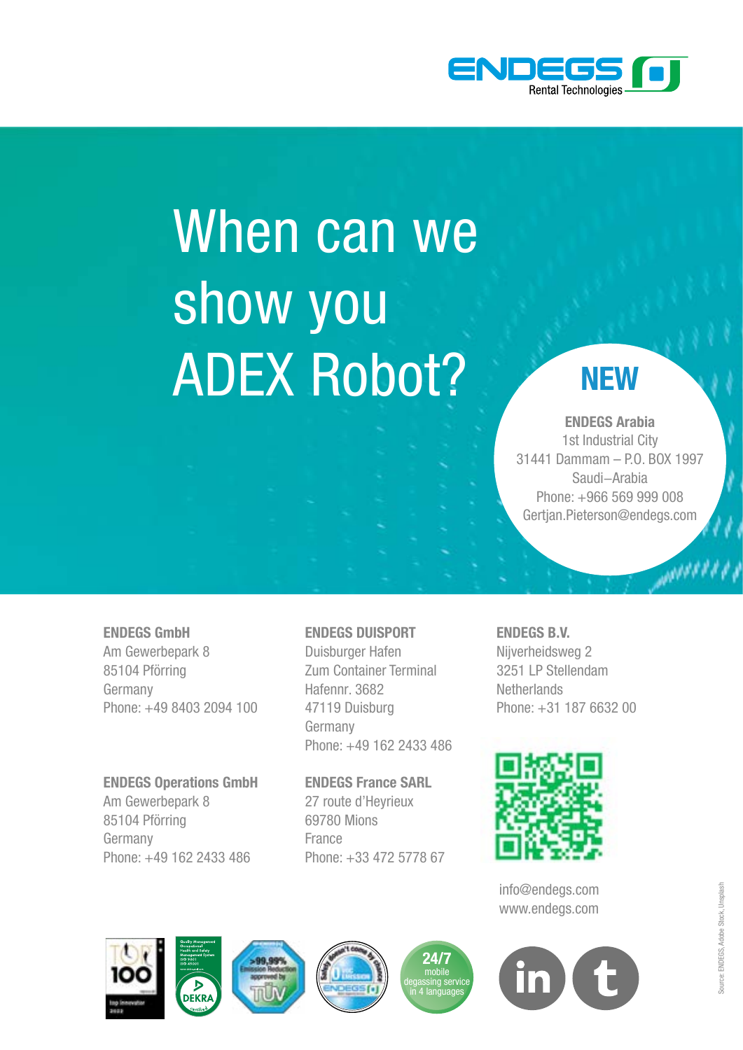ENDEGS Rental Technologies

# When can we show you ADEX Robot?

**NEW**

**ENDEGS Arabia**
1st Industrial City
31441 Dammam – P.O. BOX 1997
Saudi–Arabia
Phone: +966 569 999 008
Gertjan.Pieterson@endegs.com

**ENDEGS GmbH**
Am Gewerbepark 8
85104 Pförring
Germany
Phone: +49 8403 2094 100

**ENDEGS Operations GmbH**
Am Gewerbepark 8
85104 Pförring
Germany
Phone: +49 162 2433 486

**ENDEGS DUISPORT**
Duisburger Hafen
Zum Container Terminal
Hafennr. 3682
47119 Duisburg
Germany
Phone: +49 162 2433 486

**ENDEGS France SARL**
27 route d'Heyrieux
69780 Mions
France
Phone: +33 472 5778 67

**ENDEGS B.V.**
Nijverheidsweg 2
3251 LP Stellendam
Netherlands
Phone: +31 187 6632 00

info@endegs.com
www.endegs.com

24/7 mobile degassing service in 4 languages

Source: ENDEGS, Adobe Stock, Unsplash